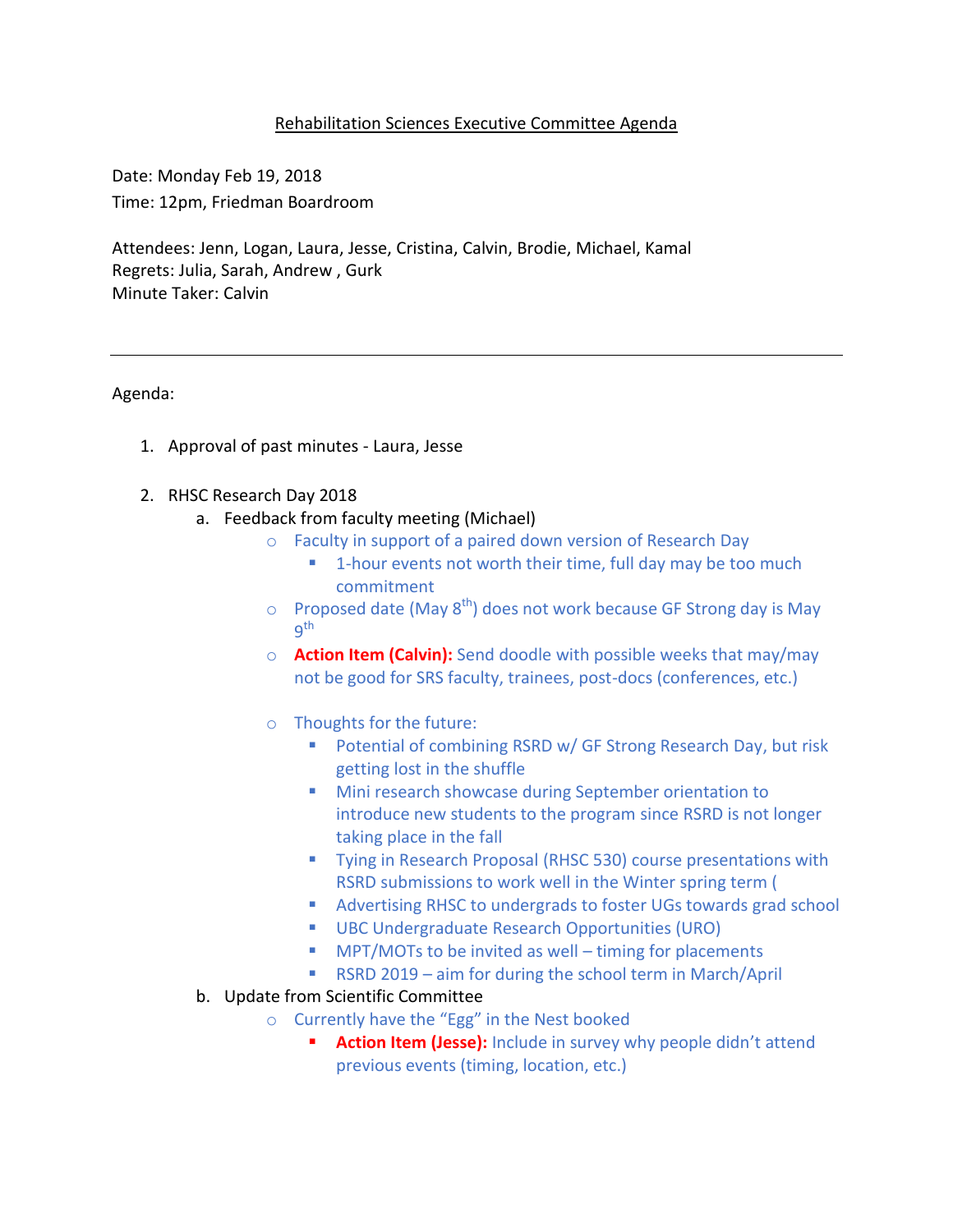<u>Rehabilitation Sciences Executive Committee Agenda</u>

Date: Monday Feb 19, 2018

Time: 12pm, Friedman Boardroom

Attendees: Jenn, Logan, Laura, Jesse, Cristina, Calvin, Brodie, Michael, Kamal

Regrets: Julia, Sarah, Andrew , Gurk

Minute Taker: Calvin

---

Agenda:

1. Approval of past minutes - Laura, Jesse

2. RHSC Research Day 2018
   a. Feedback from faculty meeting (Michael)
      - Faculty in support of a paired down version of Research Day
        - 1-hour events not worth their time, full day may be too much commitment
      - Proposed date (May 8th) does not work because GF Strong day is May 9th
      - **Action Item (Calvin):** Send doodle with possible weeks that may/may not be good for SRS faculty, trainees, post-docs (conferences, etc.)

      - Thoughts for the future:
        - Potential of combining RSRD w/ GF Strong Research Day, but risk getting lost in the shuffle
        - Mini research showcase during September orientation to introduce new students to the program since RSRD is not longer taking place in the fall
        - Tying in Research Proposal (RHSC 530) course presentations with RSRD submissions to work well in the Winter spring term (
        - Advertising RHSC to undergrads to foster UGs towards grad school
        - UBC Undergraduate Research Opportunities (URO)
        - MPT/MOTs to be invited as well – timing for placements
        - RSRD 2019 – aim for during the school term in March/April

   b. Update from Scientific Committee
      - Currently have the "Egg" in the Nest booked
        - **Action Item (Jesse):** Include in survey why people didn't attend previous events (timing, location, etc.)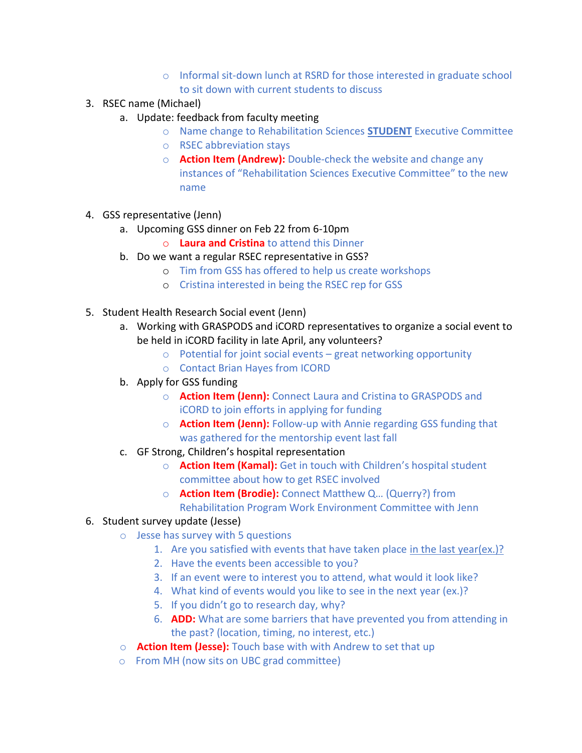- Informal sit-down lunch at RSRD for those interested in graduate school to sit down with current students to discuss

3. RSEC name (Michael)
   a. Update: feedback from faculty meeting
      - Name change to Rehabilitation Sciences **STUDENT** Executive Committee
      - RSEC abbreviation stays
      - **Action Item (Andrew):** Double-check the website and change any instances of "Rehabilitation Sciences Executive Committee" to the new name

4. GSS representative (Jenn)
   a. Upcoming GSS dinner on Feb 22 from 6-10pm
      - **Laura and Cristina** to attend this Dinner
   b. Do we want a regular RSEC representative in GSS?
      - Tim from GSS has offered to help us create workshops
      - Cristina interested in being the RSEC rep for GSS

5. Student Health Research Social event (Jenn)
   a. Working with GRASPODS and iCORD representatives to organize a social event to be held in iCORD facility in late April, any volunteers?
      - Potential for joint social events – great networking opportunity
      - Contact Brian Hayes from ICORD
   b. Apply for GSS funding
      - **Action Item (Jenn):** Connect Laura and Cristina to GRASPODS and iCORD to join efforts in applying for funding
      - **Action Item (Jenn):** Follow-up with Annie regarding GSS funding that was gathered for the mentorship event last fall
   c. GF Strong, Children's hospital representation
      - **Action Item (Kamal):** Get in touch with Children's hospital student committee about how to get RSEC involved
      - **Action Item (Brodie):** Connect Matthew Q… (Querry?) from Rehabilitation Program Work Environment Committee with Jenn

6. Student survey update (Jesse)
   - Jesse has survey with 5 questions
     1. Are you satisfied with events that have taken place <u>in the last year(ex.)?</u>
     2. Have the events been accessible to you?
     3. If an event were to interest you to attend, what would it look like?
     4. What kind of events would you like to see in the next year (ex.)?
     5. If you didn't go to research day, why?
     6. **ADD:** What are some barriers that have prevented you from attending in the past? (location, timing, no interest, etc.)
   - **Action Item (Jesse):** Touch base with with Andrew to set that up
   - From MH (now sits on UBC grad committee)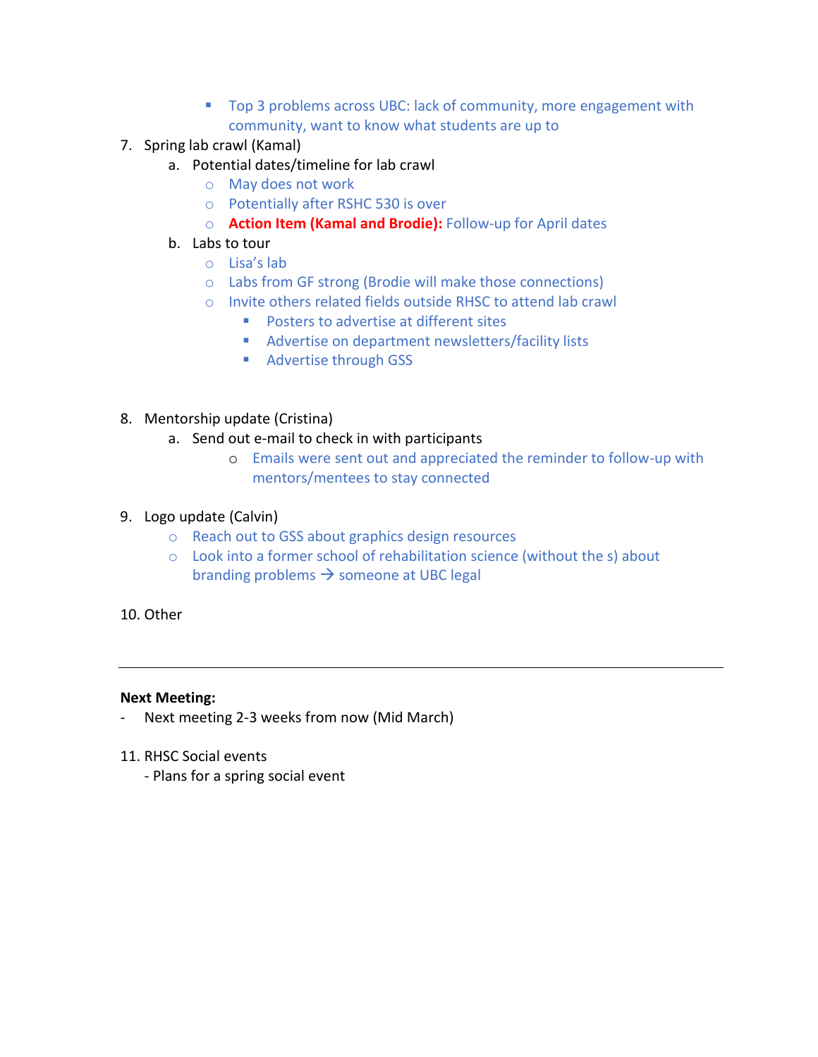- Top 3 problems across UBC: lack of community, more engagement with community, want to know what students are up to

7. Spring lab crawl (Kamal)
    a. Potential dates/timeline for lab crawl
        - May does not work
        - Potentially after RSHC 530 is over
        - **Action Item (Kamal and Brodie):** Follow-up for April dates
    b. Labs to tour
        - Lisa's lab
        - Labs from GF strong (Brodie will make those connections)
        - Invite others related fields outside RHSC to attend lab crawl
            - Posters to advertise at different sites
            - Advertise on department newsletters/facility lists
            - Advertise through GSS

8. Mentorship update (Cristina)
    a. Send out e-mail to check in with participants
        - Emails were sent out and appreciated the reminder to follow-up with mentors/mentees to stay connected

9. Logo update (Calvin)
    - Reach out to GSS about graphics design resources
    - Look into a former school of rehabilitation science (without the s) about branding problems → someone at UBC legal

10. Other

---

**Next Meeting:**

- Next meeting 2-3 weeks from now (Mid March)

11. RHSC Social events
    - Plans for a spring social event